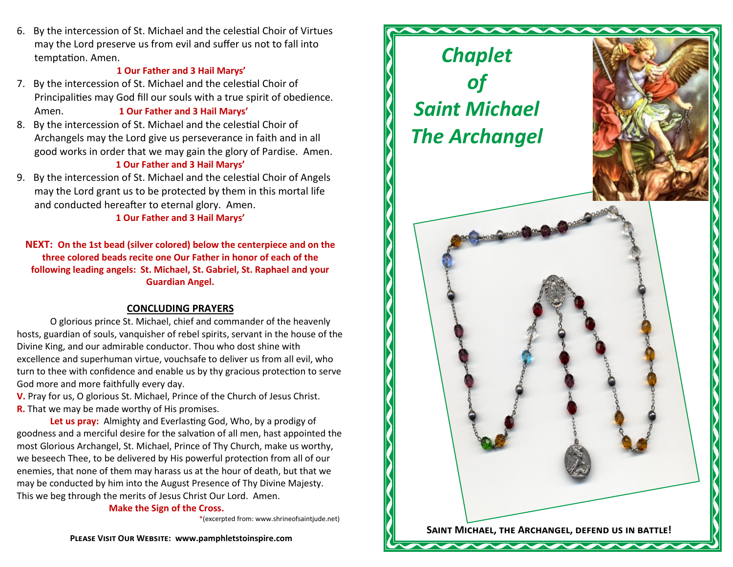6. By the intercession of St. Michael and the celestial Choir of Virtues may the Lord preserve us from evil and suffer us not to fall into temptation. Amen.

**1 Our Father and 3 Hail Marys'**

7. By the intercession of St. Michael and the celestial Choir of Principalities may God fill our souls with a true spirit of obedience. Amen. **1 Our Father and 3 Hail Marys'**

8. By the intercession of St. Michael and the celestial Choir of Archangels may the Lord give us perseverance in faith and in all good works in order that we may gain the glory of Pardise. Amen.

**1 Our Father and 3 Hail Marys'**

9. By the intercession of St. Michael and the celestial Choir of Angels may the Lord grant us to be protected by them in this mortal life and conducted hereafter to eternal glory. Amen.

**1 Our Father and 3 Hail Marys'**

**NEXT: On the 1st bead (silver colored) below the centerpiece and on the three colored beads recite one Our Father in honor of each of the following leading angels: St. Michael, St. Gabriel, St. Raphael and your Guardian Angel.**

## CONCLUDING PRAYERS

O glorious prince St. Michael, chief and commander of the heavenly hosts, guardian of souls, vanquisher of rebel spirits, servant in the house of the Divine King, and our admirable conductor. Thou who dost shine with excellence and superhuman virtue, vouchsafe to deliver us from all evil, who turn to thee with confidence and enable us by thy gracious protection to serve God more and more faithfully every day.

**V.** Pray for us, O glorious St. Michael, Prince of the Church of Jesus Christ.

**R.** That we may be made worthy of His promises.

**Let us pray:** Almighty and Everlasting God, Who, by a prodigy of goodness and a merciful desire for the salvation of all men, hast appointed the most Glorious Archangel, St. Michael, Prince of Thy Church, make us worthy, we beseech Thee, to be delivered by His powerful protection from all of our enemies, that none of them may harass us at the hour of death, but that we may be conducted by him into the August Presence of Thy Divine Majesty. This we beg through the merits of Jesus Christ Our Lord. Amen.

**Make the Sign of the Cross.**

*(excerpted from: www.shrineofsaintjude.net)

**Please Visit Our Website: www.pamphletstoinspire.com**

# *Chaplet of Saint Michael The Archangel*

**Saint Michael, the Archangel, defend us in battle!**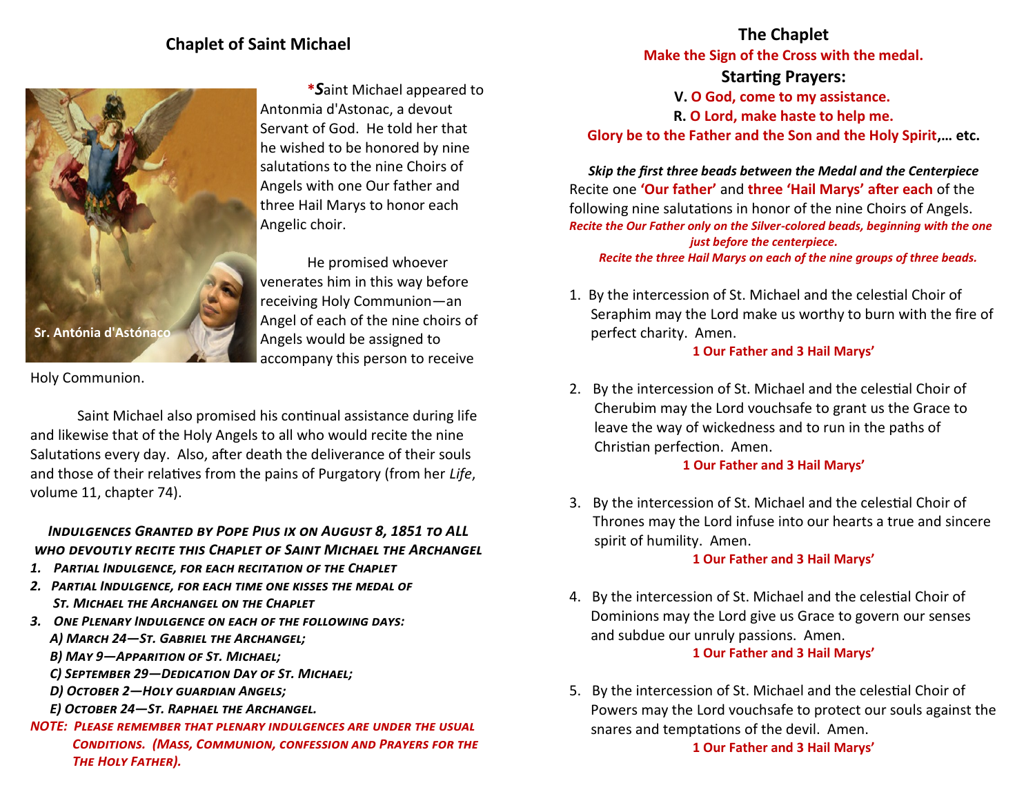## Chaplet of Saint Michael

Sr. Antónia d'Astónaco

***S**aint Michael appeared to Antonmia d'Astonac, a devout Servant of God. He told her that he wished to be honored by nine salutations to the nine Choirs of Angels with one Our father and three Hail Marys to honor each Angelic choir.

He promised whoever venerates him in this way before receiving Holy Communion—an Angel of each of the nine choirs of Angels would be assigned to accompany this person to receive Holy Communion.

Saint Michael also promised his continual assistance during life and likewise that of the Holy Angels to all who would recite the nine Salutations every day. Also, after death the deliverance of their souls and those of their relatives from the pains of Purgatory (from her *Life*, volume 11, chapter 74).

***Indulgences Granted by Pope Pius ix on August 8, 1851 to ALL who devoutly recite this Chaplet of Saint Michael the Archangel***

1. ***Partial Indulgence, for each recitation of the Chaplet***
2. ***Partial Indulgence, for each time one kisses the medal of St. Michael the Archangel on the Chaplet***
3. ***One Plenary Indulgence on each of the following days:***
   - ***A) March 24—St. Gabriel the Archangel;***
   - ***B) May 9—Apparition of St. Michael;***
   - ***C) September 29—Dedication Day of St. Michael;***
   - ***D) October 2—Holy guardian Angels;***
   - ***E) October 24—St. Raphael the Archangel.***

***NOTE: Please remember that plenary indulgences are under the usual Conditions. (Mass, Communion, confession and Prayers for the The Holy Father).***

## The Chaplet

**Make the Sign of the Cross with the medal.**

### Starting Prayers:

**V. O God, come to my assistance.**
**R. O Lord, make haste to help me.**
**Glory be to the Father and the Son and the Holy Spirit,… etc.**

***Skip the first three beads between the Medal and the Centerpiece***

Recite one **'Our father'** and **three 'Hail Marys' after each** of the following nine salutations in honor of the nine Choirs of Angels.

***Recite the Our Father only on the Silver-colored beads, beginning with the one just before the centerpiece.***

***Recite the three Hail Marys on each of the nine groups of three beads.***

1. By the intercession of St. Michael and the celestial Choir of Seraphim may the Lord make us worthy to burn with the fire of perfect charity. Amen.

   **1 Our Father and 3 Hail Marys'**

2. By the intercession of St. Michael and the celestial Choir of Cherubim may the Lord vouchsafe to grant us the Grace to leave the way of wickedness and to run in the paths of Christian perfection. Amen.

   **1 Our Father and 3 Hail Marys'**

3. By the intercession of St. Michael and the celestial Choir of Thrones may the Lord infuse into our hearts a true and sincere spirit of humility. Amen.

   **1 Our Father and 3 Hail Marys'**

4. By the intercession of St. Michael and the celestial Choir of Dominions may the Lord give us Grace to govern our senses and subdue our unruly passions. Amen.

   **1 Our Father and 3 Hail Marys'**

5. By the intercession of St. Michael and the celestial Choir of Powers may the Lord vouchsafe to protect our souls against the snares and temptations of the devil. Amen.

   **1 Our Father and 3 Hail Marys'**